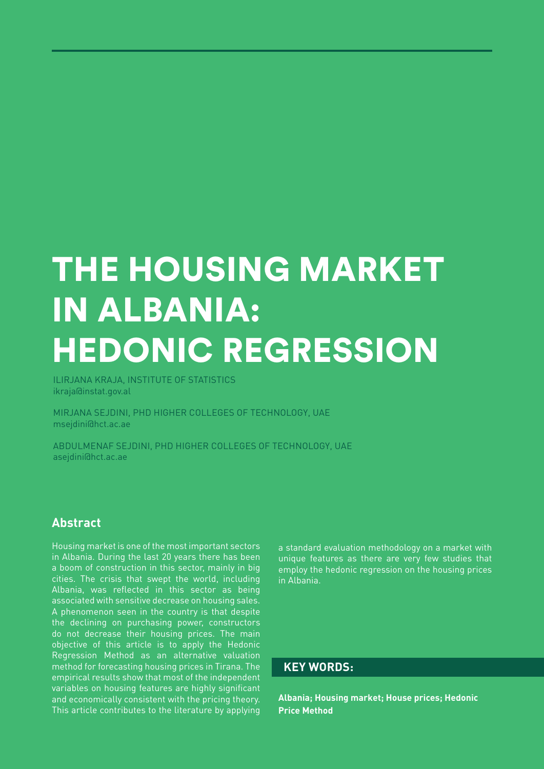# THE HOUSING MARKET IN ALBANIA: HEDONIC REGRESSION

ILIRJANA KRAJA, INSTITUTE OF STATISTICS
ikraja@instat.gov.al

MIRJANA SEJDINI, PHD HIGHER COLLEGES OF TECHNOLOGY, UAE
msejdini@hct.ac.ae

ABDULMENAF SEJDINI, PHD HIGHER COLLEGES OF TECHNOLOGY, UAE
asejdini@hct.ac.ae

## Abstract

Housing market is one of the most important sectors in Albania. During the last 20 years there has been a boom of construction in this sector, mainly in big cities. The crisis that swept the world, including Albania, was reflected in this sector as being associated with sensitive decrease on housing sales. A phenomenon seen in the country is that despite the declining on purchasing power, constructors do not decrease their housing prices. The main objective of this article is to apply the Hedonic Regression Method as an alternative valuation method for forecasting housing prices in Tirana. The empirical results show that most of the independent variables on housing features are highly significant and economically consistent with the pricing theory. This article contributes to the literature by applying a standard evaluation methodology on a market with unique features as there are very few studies that employ the hedonic regression on the housing prices in Albania.

## KEY WORDS:

**Albania; Housing market; House prices; Hedonic Price Method**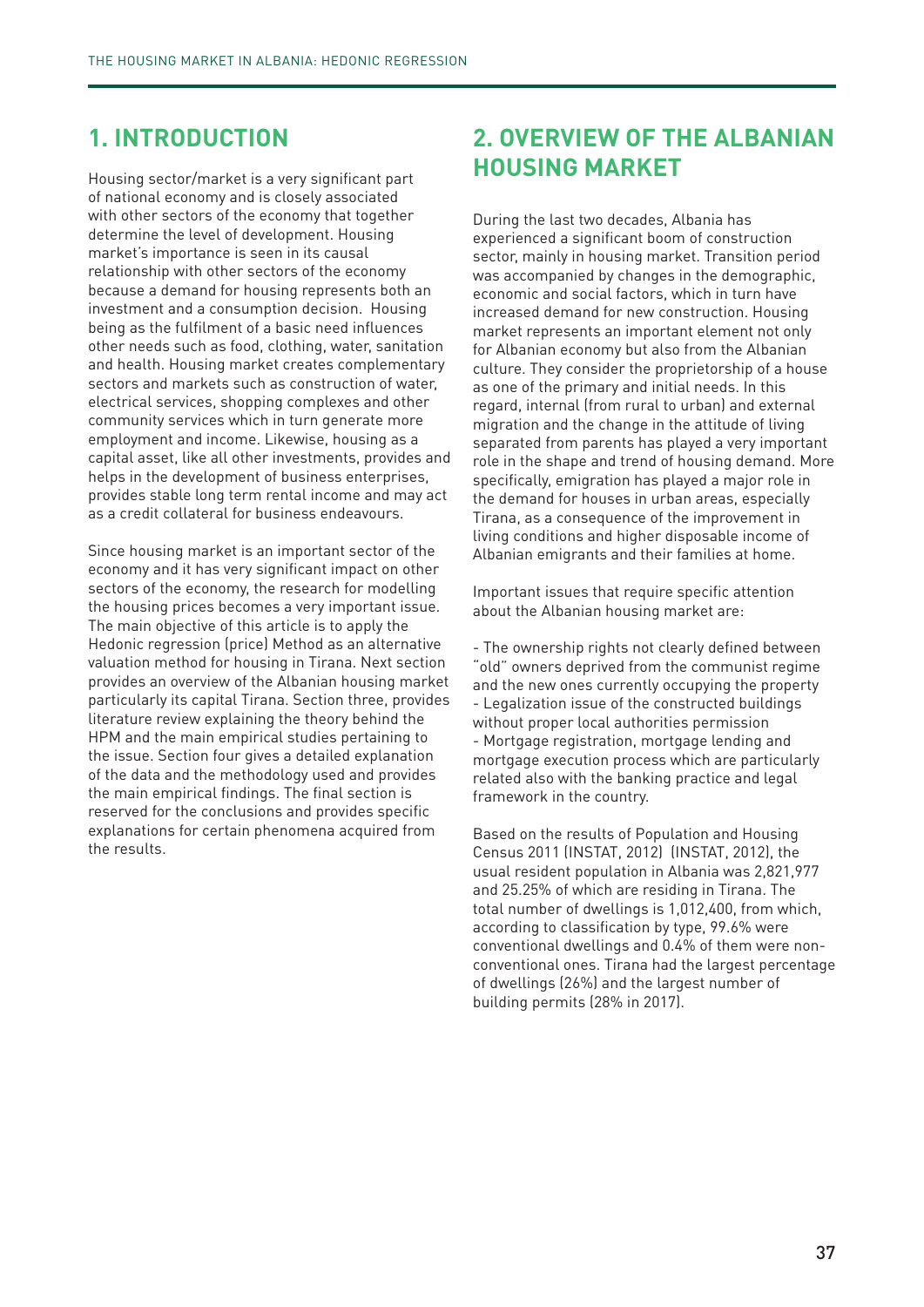## 1. INTRODUCTION

Housing sector/market is a very significant part of national economy and is closely associated with other sectors of the economy that together determine the level of development. Housing market's importance is seen in its causal relationship with other sectors of the economy because a demand for housing represents both an investment and a consumption decision. Housing being as the fulfilment of a basic need influences other needs such as food, clothing, water, sanitation and health. Housing market creates complementary sectors and markets such as construction of water, electrical services, shopping complexes and other community services which in turn generate more employment and income. Likewise, housing as a capital asset, like all other investments, provides and helps in the development of business enterprises, provides stable long term rental income and may act as a credit collateral for business endeavours.

Since housing market is an important sector of the economy and it has very significant impact on other sectors of the economy, the research for modelling the housing prices becomes a very important issue. The main objective of this article is to apply the Hedonic regression (price) Method as an alternative valuation method for housing in Tirana. Next section provides an overview of the Albanian housing market particularly its capital Tirana. Section three, provides literature review explaining the theory behind the HPM and the main empirical studies pertaining to the issue. Section four gives a detailed explanation of the data and the methodology used and provides the main empirical findings. The final section is reserved for the conclusions and provides specific explanations for certain phenomena acquired from the results.

## 2. OVERVIEW OF THE ALBANIAN HOUSING MARKET

During the last two decades, Albania has experienced a significant boom of construction sector, mainly in housing market. Transition period was accompanied by changes in the demographic, economic and social factors, which in turn have increased demand for new construction. Housing market represents an important element not only for Albanian economy but also from the Albanian culture. They consider the proprietorship of a house as one of the primary and initial needs. In this regard, internal (from rural to urban) and external migration and the change in the attitude of living separated from parents has played a very important role in the shape and trend of housing demand. More specifically, emigration has played a major role in the demand for houses in urban areas, especially Tirana, as a consequence of the improvement in living conditions and higher disposable income of Albanian emigrants and their families at home.

Important issues that require specific attention about the Albanian housing market are:

- The ownership rights not clearly defined between "old" owners deprived from the communist regime and the new ones currently occupying the property
- Legalization issue of the constructed buildings without proper local authorities permission
- Mortgage registration, mortgage lending and mortgage execution process which are particularly related also with the banking practice and legal framework in the country.

Based on the results of Population and Housing Census 2011 (INSTAT, 2012) (INSTAT, 2012), the usual resident population in Albania was 2,821,977 and 25.25% of which are residing in Tirana. The total number of dwellings is 1,012,400, from which, according to classification by type, 99.6% were conventional dwellings and 0.4% of them were non-conventional ones. Tirana had the largest percentage of dwellings (26%) and the largest number of building permits (28% in 2017).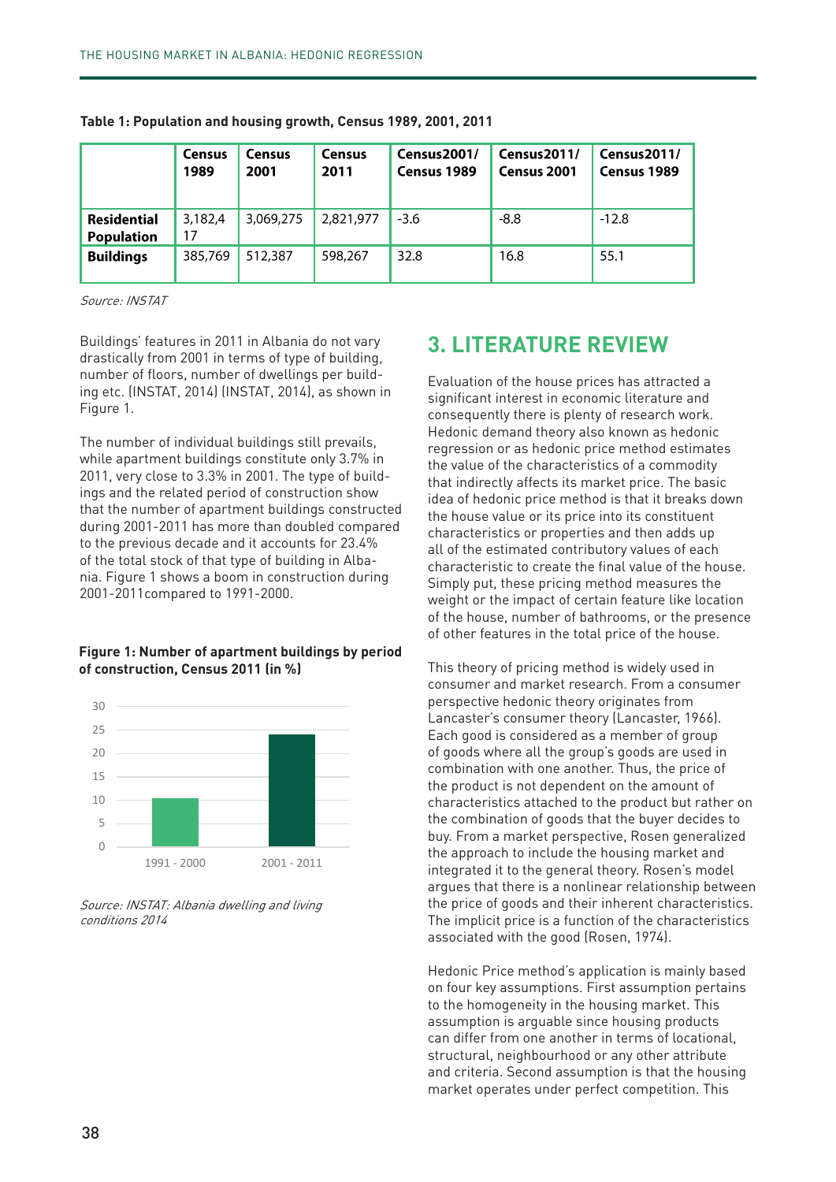**Table 1: Population and housing growth, Census 1989, 2001, 2011**

| | Census 1989 | Census 2001 | Census 2011 | Census2001/ Census 1989 | Census2011/ Census 2001 | Census2011/ Census 1989 |
|---|---|---|---|---|---|---|
| **Residential Population** | 3,182,417 | 3,069,275 | 2,821,977 | -3.6 | -8.8 | -12.8 |
| **Buildings** | 385,769 | 512,387 | 598,267 | 32.8 | 16.8 | 55.1 |

*Source: INSTAT*

Buildings' features in 2011 in Albania do not vary drastically from 2001 in terms of type of building, number of floors, number of dwellings per building etc. (INSTAT, 2014) (INSTAT, 2014), as shown in Figure 1.

The number of individual buildings still prevails, while apartment buildings constitute only 3.7% in 2011, very close to 3.3% in 2001. The type of buildings and the related period of construction show that the number of apartment buildings constructed during 2001-2011 has more than doubled compared to the previous decade and it accounts for 23.4% of the total stock of that type of building in Albania. Figure 1 shows a boom in construction during 2001-2011compared to 1991-2000.

**Figure 1: Number of apartment buildings by period of construction, Census 2011 (in %)**

*Source: INSTAT: Albania dwelling and living conditions 2014*

## 3. LITERATURE REVIEW

Evaluation of the house prices has attracted a significant interest in economic literature and consequently there is plenty of research work. Hedonic demand theory also known as hedonic regression or as hedonic price method estimates the value of the characteristics of a commodity that indirectly affects its market price. The basic idea of hedonic price method is that it breaks down the house value or its price into its constituent characteristics or properties and then adds up all of the estimated contributory values of each characteristic to create the final value of the house. Simply put, these pricing method measures the weight or the impact of certain feature like location of the house, number of bathrooms, or the presence of other features in the total price of the house.

This theory of pricing method is widely used in consumer and market research. From a consumer perspective hedonic theory originates from Lancaster's consumer theory (Lancaster, 1966). Each good is considered as a member of group of goods where all the group's goods are used in combination with one another. Thus, the price of the product is not dependent on the amount of characteristics attached to the product but rather on the combination of goods that the buyer decides to buy. From a market perspective, Rosen generalized the approach to include the housing market and integrated it to the general theory. Rosen's model argues that there is a nonlinear relationship between the price of goods and their inherent characteristics. The implicit price is a function of the characteristics associated with the good (Rosen, 1974).

Hedonic Price method's application is mainly based on four key assumptions. First assumption pertains to the homogeneity in the housing market. This assumption is arguable since housing products can differ from one another in terms of locational, structural, neighbourhood or any other attribute and criteria. Second assumption is that the housing market operates under perfect competition. This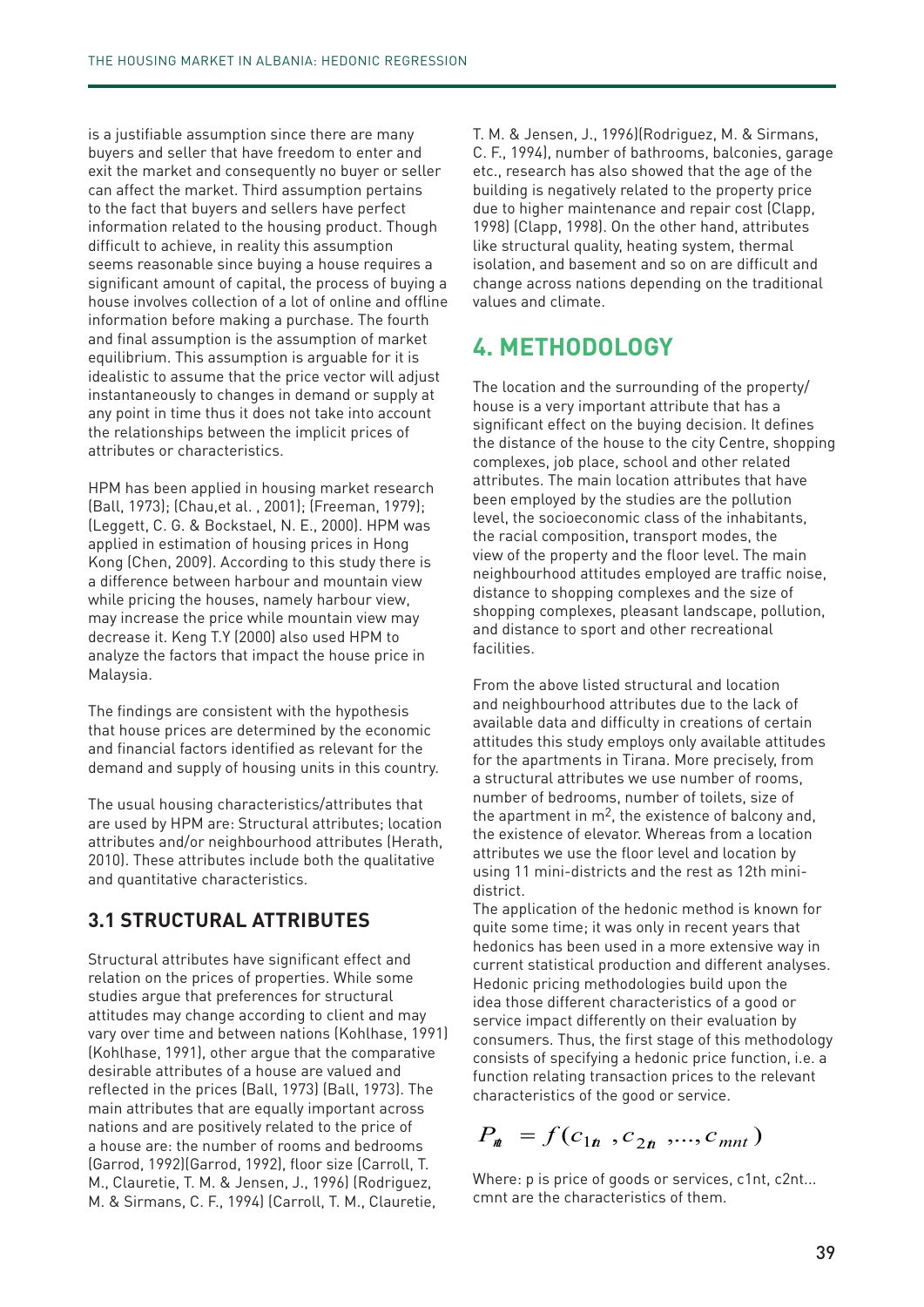is a justifiable assumption since there are many buyers and seller that have freedom to enter and exit the market and consequently no buyer or seller can affect the market. Third assumption pertains to the fact that buyers and sellers have perfect information related to the housing product. Though difficult to achieve, in reality this assumption seems reasonable since buying a house requires a significant amount of capital, the process of buying a house involves collection of a lot of online and offline information before making a purchase. The fourth and final assumption is the assumption of market equilibrium. This assumption is arguable for it is idealistic to assume that the price vector will adjust instantaneously to changes in demand or supply at any point in time thus it does not take into account the relationships between the implicit prices of attributes or characteristics.

HPM has been applied in housing market research (Ball, 1973); (Chau,et al. , 2001); (Freeman, 1979); (Leggett, C. G. & Bockstael, N. E., 2000). HPM was applied in estimation of housing prices in Hong Kong (Chen, 2009). According to this study there is a difference between harbour and mountain view while pricing the houses, namely harbour view, may increase the price while mountain view may decrease it. Keng T.Y (2000) also used HPM to analyze the factors that impact the house price in Malaysia.

The findings are consistent with the hypothesis that house prices are determined by the economic and financial factors identified as relevant for the demand and supply of housing units in this country.

The usual housing characteristics/attributes that are used by HPM are: Structural attributes; location attributes and/or neighbourhood attributes (Herath, 2010). These attributes include both the qualitative and quantitative characteristics.

### 3.1 STRUCTURAL ATTRIBUTES

Structural attributes have significant effect and relation on the prices of properties. While some studies argue that preferences for structural attitudes may change according to client and may vary over time and between nations (Kohlhase, 1991) (Kohlhase, 1991), other argue that the comparative desirable attributes of a house are valued and reflected in the prices (Ball, 1973) (Ball, 1973). The main attributes that are equally important across nations and are positively related to the price of a house are: the number of rooms and bedrooms (Garrod, 1992)(Garrod, 1992), floor size (Carroll, T. M., Clauretie, T. M. & Jensen, J., 1996) (Rodriguez, M. & Sirmans, C. F., 1994) (Carroll, T. M., Clauretie, T. M. & Jensen, J., 1996)(Rodriguez, M. & Sirmans, C. F., 1994), number of bathrooms, balconies, garage etc., research has also showed that the age of the building is negatively related to the property price due to higher maintenance and repair cost (Clapp, 1998) (Clapp, 1998). On the other hand, attributes like structural quality, heating system, thermal isolation, and basement and so on are difficult and change across nations depending on the traditional values and climate.

## 4. METHODOLOGY

The location and the surrounding of the property/house is a very important attribute that has a significant effect on the buying decision. It defines the distance of the house to the city Centre, shopping complexes, job place, school and other related attributes. The main location attributes that have been employed by the studies are the pollution level, the socioeconomic class of the inhabitants, the racial composition, transport modes, the view of the property and the floor level. The main neighbourhood attitudes employed are traffic noise, distance to shopping complexes and the size of shopping complexes, pleasant landscape, pollution, and distance to sport and other recreational facilities.

From the above listed structural and location and neighbourhood attributes due to the lack of available data and difficulty in creations of certain attitudes this study employs only available attitudes for the apartments in Tirana. More precisely, from a structural attributes we use number of rooms, number of bedrooms, number of toilets, size of the apartment in $m^2$, the existence of balcony and, the existence of elevator. Whereas from a location attributes we use the floor level and location by using 11 mini-districts and the rest as 12th mini-district.

The application of the hedonic method is known for quite some time; it was only in recent years that hedonics has been used in a more extensive way in current statistical production and different analyses. Hedonic pricing methodologies build upon the idea those different characteristics of a good or service impact differently on their evaluation by consumers. Thus, the first stage of this methodology consists of specifying a hedonic price function, i.e. a function relating transaction prices to the relevant characteristics of the good or service.

$$P_{nt} = f(c_{1nt}, c_{2nt}, ..., c_{mnt})$$

Where: p is price of goods or services, c1nt, c2nt... cmnt are the characteristics of them.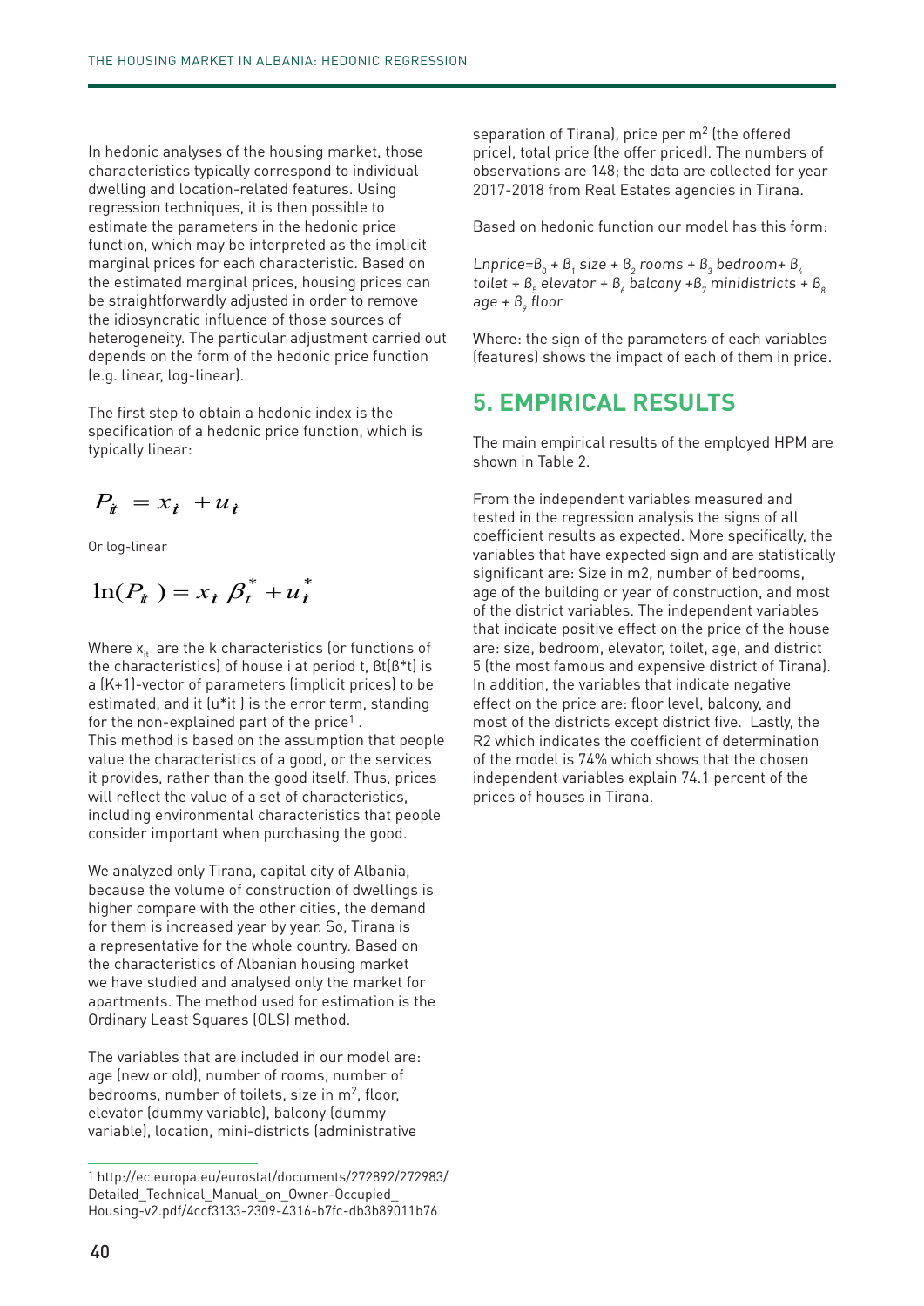In hedonic analyses of the housing market, those characteristics typically correspond to individual dwelling and location-related features. Using regression techniques, it is then possible to estimate the parameters in the hedonic price function, which may be interpreted as the implicit marginal prices for each characteristic. Based on the estimated marginal prices, housing prices can be straightforwardly adjusted in order to remove the idiosyncratic influence of those sources of heterogeneity. The particular adjustment carried out depends on the form of the hedonic price function (e.g. linear, log-linear).

The first step to obtain a hedonic index is the specification of a hedonic price function, which is typically linear:

$$P_{it} = x_{it} + u_{it}$$

Or log-linear

$$\ln(P_{it}) = x_{it}\,\beta_t^* + u_{it}^*$$

Where $x_{it}$ are the k characteristics (or functions of the characteristics) of house i at period t, βt(β*t) is a (K+1)-vector of parameters (implicit prices) to be estimated, and it (u*it ) is the error term, standing for the non-explained part of the price[1] .
This method is based on the assumption that people value the characteristics of a good, or the services it provides, rather than the good itself. Thus, prices will reflect the value of a set of characteristics, including environmental characteristics that people consider important when purchasing the good.

We analyzed only Tirana, capital city of Albania, because the volume of construction of dwellings is higher compare with the other cities, the demand for them is increased year by year. So, Tirana is a representative for the whole country. Based on the characteristics of Albanian housing market we have studied and analysed only the market for apartments. The method used for estimation is the Ordinary Least Squares (OLS) method.

The variables that are included in our model are: age (new or old), number of rooms, number of bedrooms, number of toilets, size in m$^2$, floor, elevator (dummy variable), balcony (dummy variable), location, mini-districts (administrative separation of Tirana), price per m$^2$ (the offered price), total price (the offer priced). The numbers of observations are 148; the data are collected for year 2017-2018 from Real Estates agencies in Tirana.

Based on hedonic function our model has this form:

*Lnprice*=$\beta_0$ + $\beta_1$ *size* + $\beta_2$ *rooms* + $\beta_3$ *bedroom*+ $\beta_4$ *toilet* + $\beta_5$ *elevator* + $\beta_6$ *balcony* +$\beta_7$ *minidistricts* + $\beta_8$ *age* + $\beta_9$ *floor*

Where: the sign of the parameters of each variables (features) shows the impact of each of them in price.

## 5. EMPIRICAL RESULTS

The main empirical results of the employed HPM are shown in Table 2.

From the independent variables measured and tested in the regression analysis the signs of all coefficient results as expected. More specifically, the variables that have expected sign and are statistically significant are: Size in m2, number of bedrooms, age of the building or year of construction, and most of the district variables. The independent variables that indicate positive effect on the price of the house are: size, bedroom, elevator, toilet, age, and district 5 (the most famous and expensive district of Tirana). In addition, the variables that indicate negative effect on the price are: floor level, balcony, and most of the districts except district five. Lastly, the R2 which indicates the coefficient of determination of the model is 74% which shows that the chosen independent variables explain 74.1 percent of the prices of houses in Tirana.

[1] http://ec.europa.eu/eurostat/documents/272892/272983/Detailed_Technical_Manual_on_Owner-Occupied_Housing-v2.pdf/4ccf3133-2309-4316-b7fc-db3b89011b76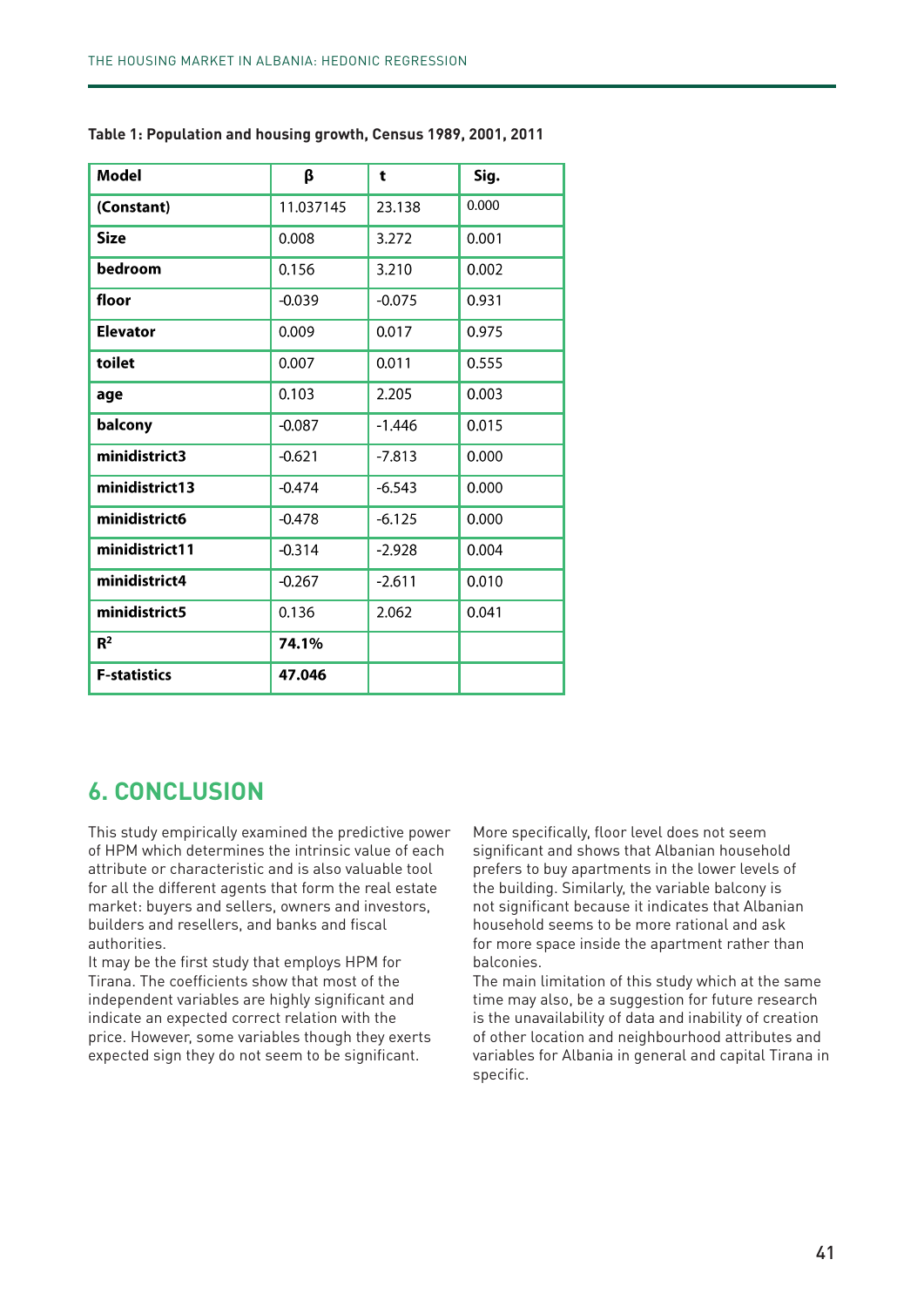**Table 1: Population and housing growth, Census 1989, 2001, 2011**

| Model | β | t | Sig. |
|---|---|---|---|
| **(Constant)** | 11.037145 | 23.138 | 0.000 |
| **Size** | 0.008 | 3.272 | 0.001 |
| **bedroom** | 0.156 | 3.210 | 0.002 |
| **floor** | -0.039 | -0.075 | 0.931 |
| **Elevator** | 0.009 | 0.017 | 0.975 |
| **toilet** | 0.007 | 0.011 | 0.555 |
| **age** | 0.103 | 2.205 | 0.003 |
| **balcony** | -0.087 | -1.446 | 0.015 |
| **minidistrict3** | -0.621 | -7.813 | 0.000 |
| **minidistrict13** | -0.474 | -6.543 | 0.000 |
| **minidistrict6** | -0.478 | -6.125 | 0.000 |
| **minidistrict11** | -0.314 | -2.928 | 0.004 |
| **minidistrict4** | -0.267 | -2.611 | 0.010 |
| **minidistrict5** | 0.136 | 2.062 | 0.041 |
| **$R^2$** | **74.1%** | | |
| **F-statistics** | **47.046** | | |

## 6. CONCLUSION

This study empirically examined the predictive power of HPM which determines the intrinsic value of each attribute or characteristic and is also valuable tool for all the different agents that form the real estate market: buyers and sellers, owners and investors, builders and resellers, and banks and fiscal authorities.

It may be the first study that employs HPM for Tirana. The coefficients show that most of the independent variables are highly significant and indicate an expected correct relation with the price. However, some variables though they exerts expected sign they do not seem to be significant.

More specifically, floor level does not seem significant and shows that Albanian household prefers to buy apartments in the lower levels of the building. Similarly, the variable balcony is not significant because it indicates that Albanian household seems to be more rational and ask for more space inside the apartment rather than balconies.

The main limitation of this study which at the same time may also, be a suggestion for future research is the unavailability of data and inability of creation of other location and neighbourhood attributes and variables for Albania in general and capital Tirana in specific.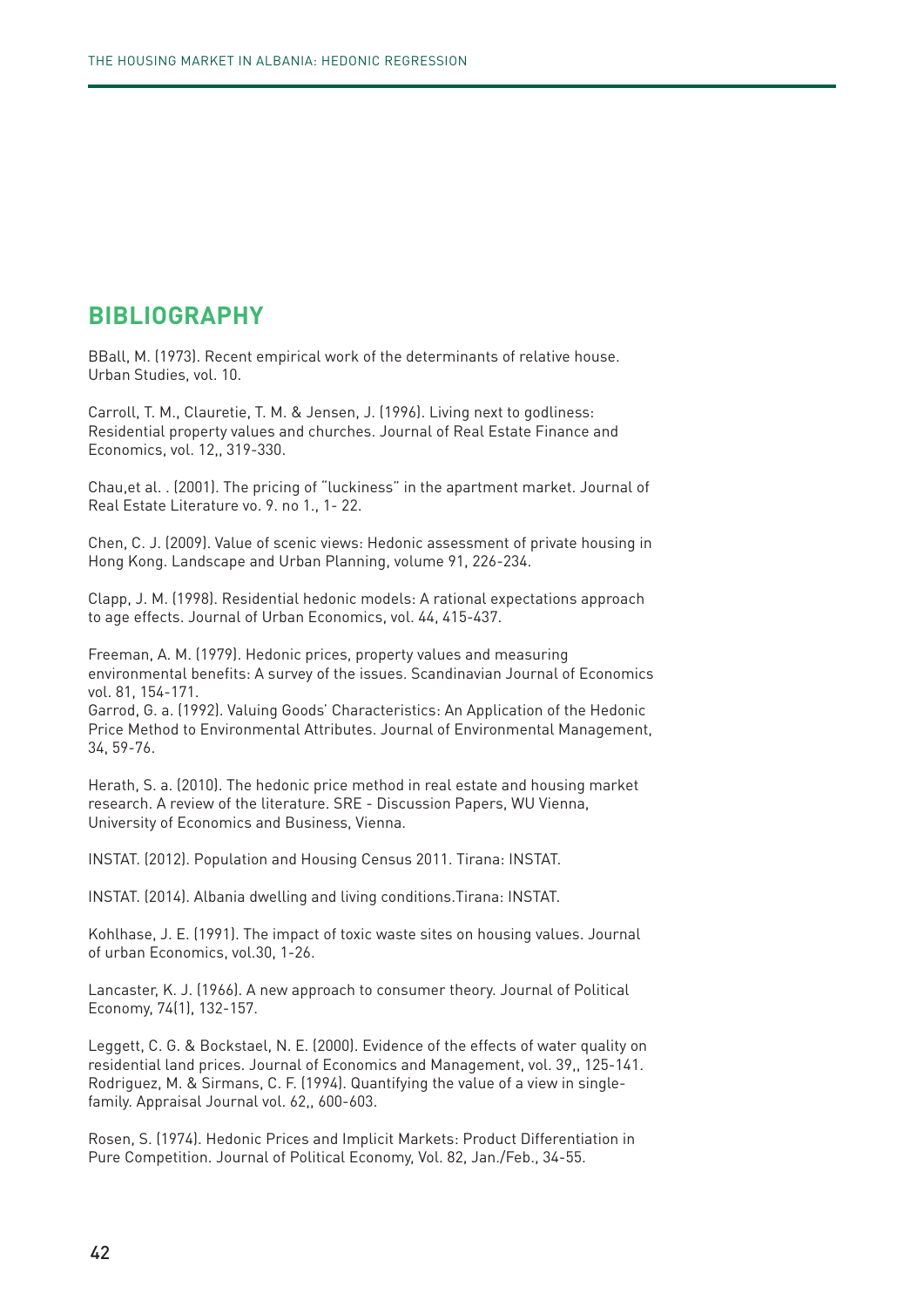## BIBLIOGRAPHY

BBall, M. (1973). Recent empirical work of the determinants of relative house. Urban Studies, vol. 10.

Carroll, T. M., Clauretie, T. M. & Jensen, J. (1996). Living next to godliness: Residential property values and churches. Journal of Real Estate Finance and Economics, vol. 12,, 319-330.

Chau,et al. . (2001). The pricing of "luckiness" in the apartment market. Journal of Real Estate Literature vo. 9. no 1., 1- 22.

Chen, C. J. (2009). Value of scenic views: Hedonic assessment of private housing in Hong Kong. Landscape and Urban Planning, volume 91, 226-234.

Clapp, J. M. (1998). Residential hedonic models: A rational expectations approach to age effects. Journal of Urban Economics, vol. 44, 415-437.

Freeman, A. M. (1979). Hedonic prices, property values and measuring environmental benefits: A survey of the issues. Scandinavian Journal of Economics vol. 81, 154-171.

Garrod, G. a. (1992). Valuing Goods' Characteristics: An Application of the Hedonic Price Method to Environmental Attributes. Journal of Environmental Management, 34, 59-76.

Herath, S. a. (2010). The hedonic price method in real estate and housing market research. A review of the literature. SRE - Discussion Papers, WU Vienna, University of Economics and Business, Vienna.

INSTAT. (2012). Population and Housing Census 2011. Tirana: INSTAT.

INSTAT. (2014). Albania dwelling and living conditions.Tirana: INSTAT.

Kohlhase, J. E. (1991). The impact of toxic waste sites on housing values. Journal of urban Economics, vol.30, 1-26.

Lancaster, K. J. (1966). A new approach to consumer theory. Journal of Political Economy, 74(1), 132-157.

Leggett, C. G. & Bockstael, N. E. (2000). Evidence of the effects of water quality on residential land prices. Journal of Economics and Management, vol. 39,, 125-141.

Rodriguez, M. & Sirmans, C. F. (1994). Quantifying the value of a view in single-family. Appraisal Journal vol. 62,, 600-603.

Rosen, S. (1974). Hedonic Prices and Implicit Markets: Product Differentiation in Pure Competition. Journal of Political Economy, Vol. 82, Jan./Feb., 34-55.